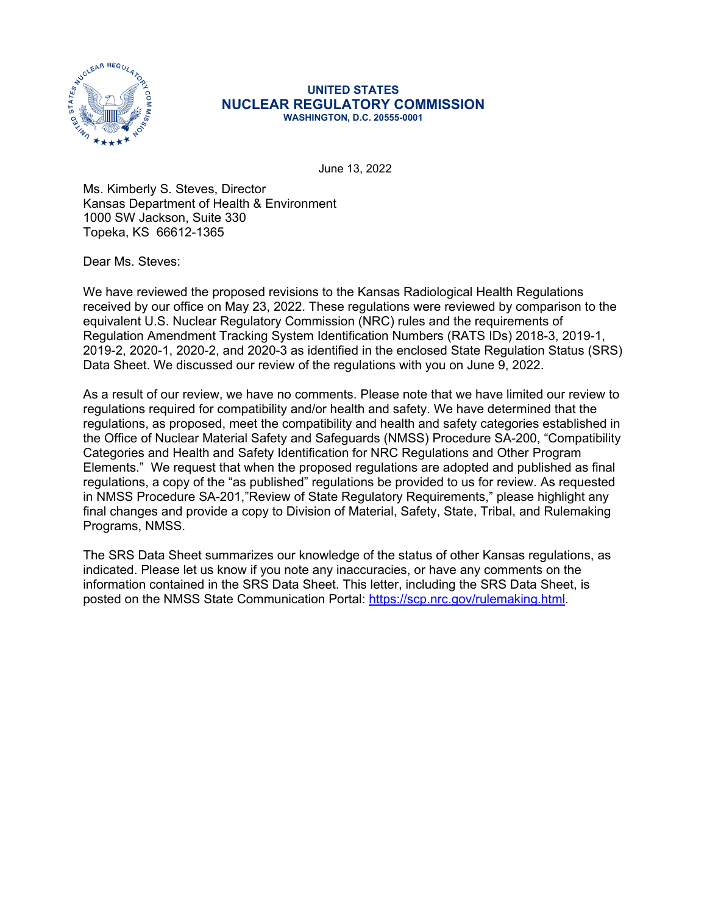**UNITED STATES**
**NUCLEAR REGULATORY COMMISSION**
**WASHINGTON, D.C. 20555-0001**

June 13, 2022

Ms. Kimberly S. Steves, Director
Kansas Department of Health & Environment
1000 SW Jackson, Suite 330
Topeka, KS 66612-1365

Dear Ms. Steves:

We have reviewed the proposed revisions to the Kansas Radiological Health Regulations received by our office on May 23, 2022. These regulations were reviewed by comparison to the equivalent U.S. Nuclear Regulatory Commission (NRC) rules and the requirements of Regulation Amendment Tracking System Identification Numbers (RATS IDs) 2018-3, 2019-1, 2019-2, 2020-1, 2020-2, and 2020-3 as identified in the enclosed State Regulation Status (SRS) Data Sheet. We discussed our review of the regulations with you on June 9, 2022.

As a result of our review, we have no comments. Please note that we have limited our review to regulations required for compatibility and/or health and safety. We have determined that the regulations, as proposed, meet the compatibility and health and safety categories established in the Office of Nuclear Material Safety and Safeguards (NMSS) Procedure SA-200, "Compatibility Categories and Health and Safety Identification for NRC Regulations and Other Program Elements." We request that when the proposed regulations are adopted and published as final regulations, a copy of the "as published" regulations be provided to us for review. As requested in NMSS Procedure SA-201,"Review of State Regulatory Requirements," please highlight any final changes and provide a copy to Division of Material, Safety, State, Tribal, and Rulemaking Programs, NMSS.

The SRS Data Sheet summarizes our knowledge of the status of other Kansas regulations, as indicated. Please let us know if you note any inaccuracies, or have any comments on the information contained in the SRS Data Sheet. This letter, including the SRS Data Sheet, is posted on the NMSS State Communication Portal: https://scp.nrc.gov/rulemaking.html.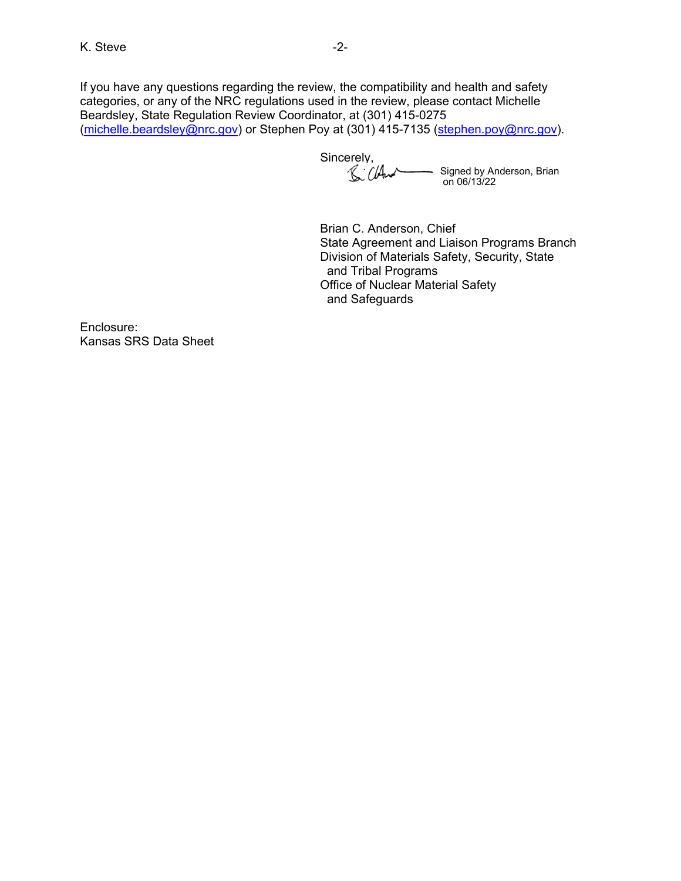If you have any questions regarding the review, the compatibility and health and safety categories, or any of the NRC regulations used in the review, please contact Michelle Beardsley, State Regulation Review Coordinator, at (301) 415-0275 (michelle.beardsley@nrc.gov) or Stephen Poy at (301) 415-7135 (stephen.poy@nrc.gov).

Sincerely,

Signed by Anderson, Brian on 06/13/22

Brian C. Anderson, Chief
State Agreement and Liaison Programs Branch
Division of Materials Safety, Security, State and Tribal Programs
Office of Nuclear Material Safety and Safeguards

Enclosure:
Kansas SRS Data Sheet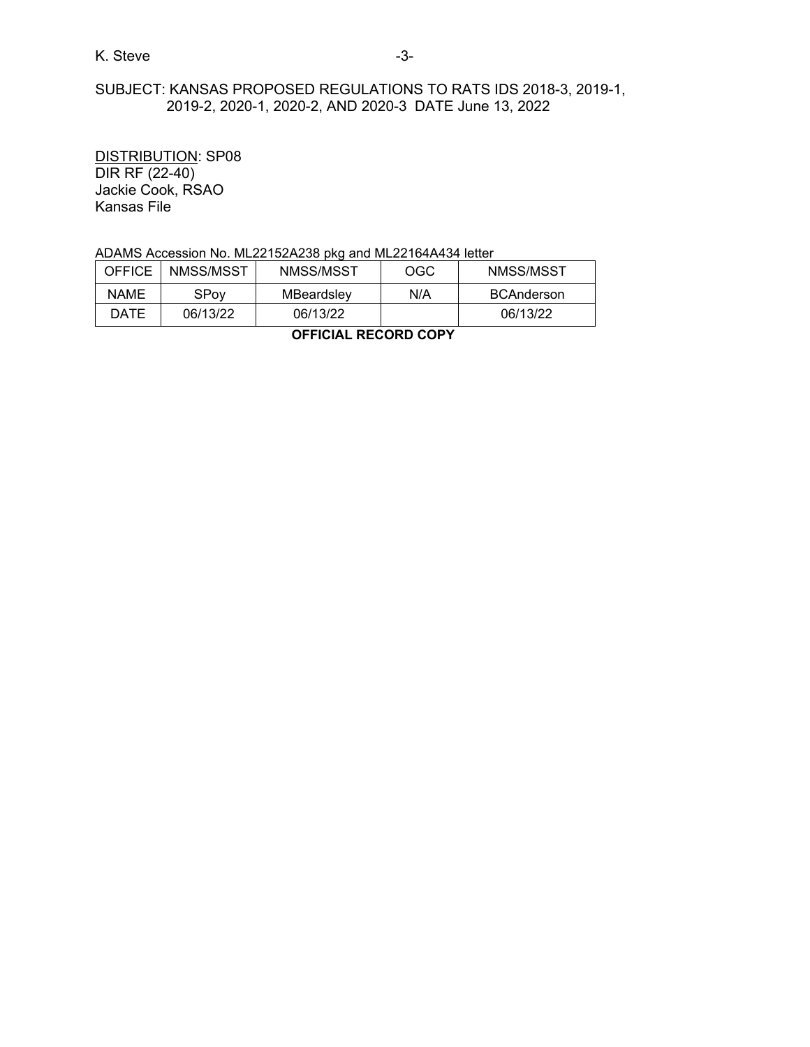SUBJECT: KANSAS PROPOSED REGULATIONS TO RATS IDS 2018-3, 2019-1, 2019-2, 2020-1, 2020-2, AND 2020-3 DATE June 13, 2022

DISTRIBUTION: SP08
DIR RF (22-40)
Jackie Cook, RSAO
Kansas File

ADAMS Accession No. ML22152A238 pkg and ML22164A434 letter

| OFFICE | NMSS/MSST | NMSS/MSST | OGC | NMSS/MSST |
|---|---|---|---|---|
| NAME | SPoy | MBeardsley | N/A | BCAnderson |
| DATE | 06/13/22 | 06/13/22 | | 06/13/22 |

**OFFICIAL RECORD COPY**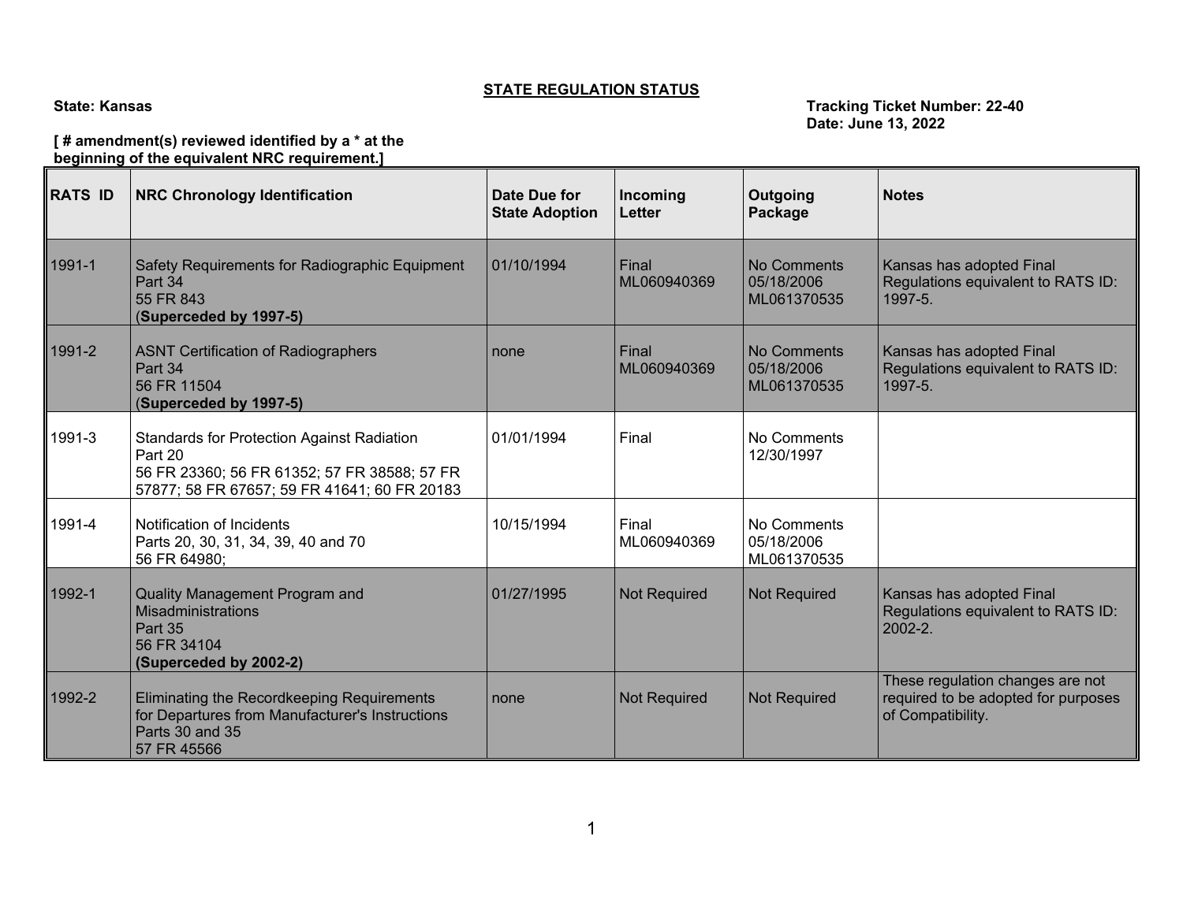**STATE REGULATION STATUS**

**State: Kansas**

**Tracking Ticket Number: 22-40**
**Date: June 13, 2022**

**[ # amendment(s) reviewed identified by a * at the beginning of the equivalent NRC requirement.]**

| RATS ID | NRC Chronology Identification | Date Due for State Adoption | Incoming Letter | Outgoing Package | Notes |
|---|---|---|---|---|---|
| 1991-1 | Safety Requirements for Radiographic Equipment<br>Part 34<br>55 FR 843<br>(**Superceded by 1997-5)** | 01/10/1994 | Final<br>ML060940369 | No Comments<br>05/18/2006<br>ML061370535 | Kansas has adopted Final Regulations equivalent to RATS ID: 1997-5. |
| 1991-2 | ASNT Certification of Radiographers<br>Part 34<br>56 FR 11504<br>(**Superceded by 1997-5)** | none | Final<br>ML060940369 | No Comments<br>05/18/2006<br>ML061370535 | Kansas has adopted Final Regulations equivalent to RATS ID: 1997-5. |
| 1991-3 | Standards for Protection Against Radiation<br>Part 20<br>56 FR 23360; 56 FR 61352; 57 FR 38588; 57 FR 57877; 58 FR 67657; 59 FR 41641; 60 FR 20183 | 01/01/1994 | Final | No Comments<br>12/30/1997 | |
| 1991-4 | Notification of Incidents<br>Parts 20, 30, 31, 34, 39, 40 and 70<br>56 FR 64980; | 10/15/1994 | Final<br>ML060940369 | No Comments<br>05/18/2006<br>ML061370535 | |
| 1992-1 | Quality Management Program and Misadministrations<br>Part 35<br>56 FR 34104<br>**(Superceded by 2002-2)** | 01/27/1995 | Not Required | Not Required | Kansas has adopted Final Regulations equivalent to RATS ID: 2002-2. |
| 1992-2 | Eliminating the Recordkeeping Requirements for Departures from Manufacturer's Instructions<br>Parts 30 and 35<br>57 FR 45566 | none | Not Required | Not Required | These regulation changes are not required to be adopted for purposes of Compatibility. |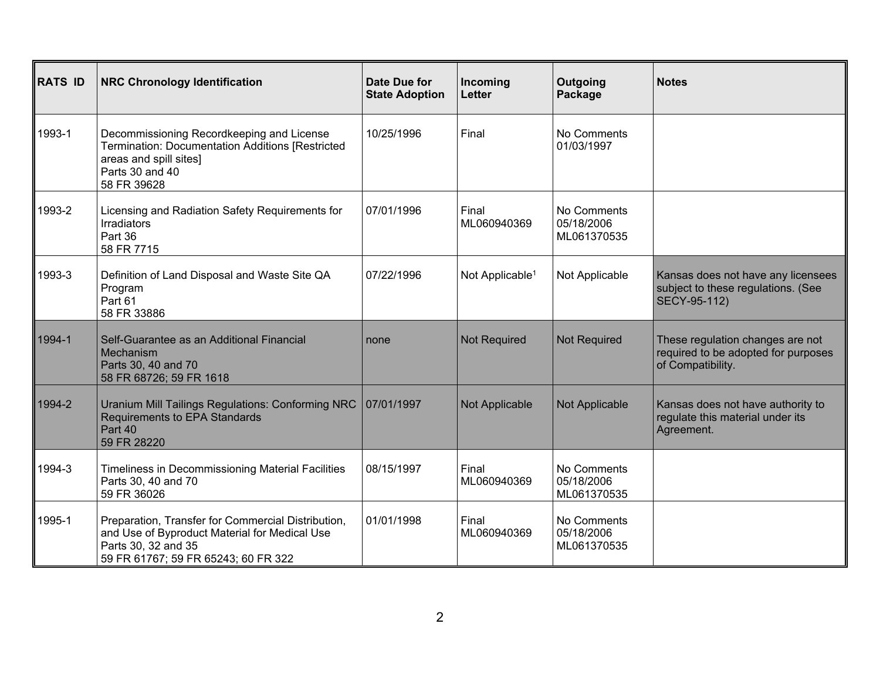| RATS ID | NRC Chronology Identification | Date Due for State Adoption | Incoming Letter | Outgoing Package | Notes |
|---|---|---|---|---|---|
| 1993-1 | Decommissioning Recordkeeping and License Termination: Documentation Additions [Restricted areas and spill sites]<br>Parts 30 and 40<br>58 FR 39628 | 10/25/1996 | Final | No Comments<br>01/03/1997 | |
| 1993-2 | Licensing and Radiation Safety Requirements for Irradiators<br>Part 36<br>58 FR 7715 | 07/01/1996 | Final<br>ML060940369 | No Comments<br>05/18/2006<br>ML061370535 | |
| 1993-3 | Definition of Land Disposal and Waste Site QA Program<br>Part 61<br>58 FR 33886 | 07/22/1996 | Not Applicable[1] | Not Applicable | Kansas does not have any licensees subject to these regulations. (See SECY-95-112) |
| 1994-1 | Self-Guarantee as an Additional Financial Mechanism<br>Parts 30, 40 and 70<br>58 FR 68726; 59 FR 1618 | none | Not Required | Not Required | These regulation changes are not required to be adopted for purposes of Compatibility. |
| 1994-2 | Uranium Mill Tailings Regulations: Conforming NRC Requirements to EPA Standards<br>Part 40<br>59 FR 28220 | 07/01/1997 | Not Applicable | Not Applicable | Kansas does not have authority to regulate this material under its Agreement. |
| 1994-3 | Timeliness in Decommissioning Material Facilities<br>Parts 30, 40 and 70<br>59 FR 36026 | 08/15/1997 | Final<br>ML060940369 | No Comments<br>05/18/2006<br>ML061370535 | |
| 1995-1 | Preparation, Transfer for Commercial Distribution, and Use of Byproduct Material for Medical Use<br>Parts 30, 32 and 35<br>59 FR 61767; 59 FR 65243; 60 FR 322 | 01/01/1998 | Final<br>ML060940369 | No Comments<br>05/18/2006<br>ML061370535 | |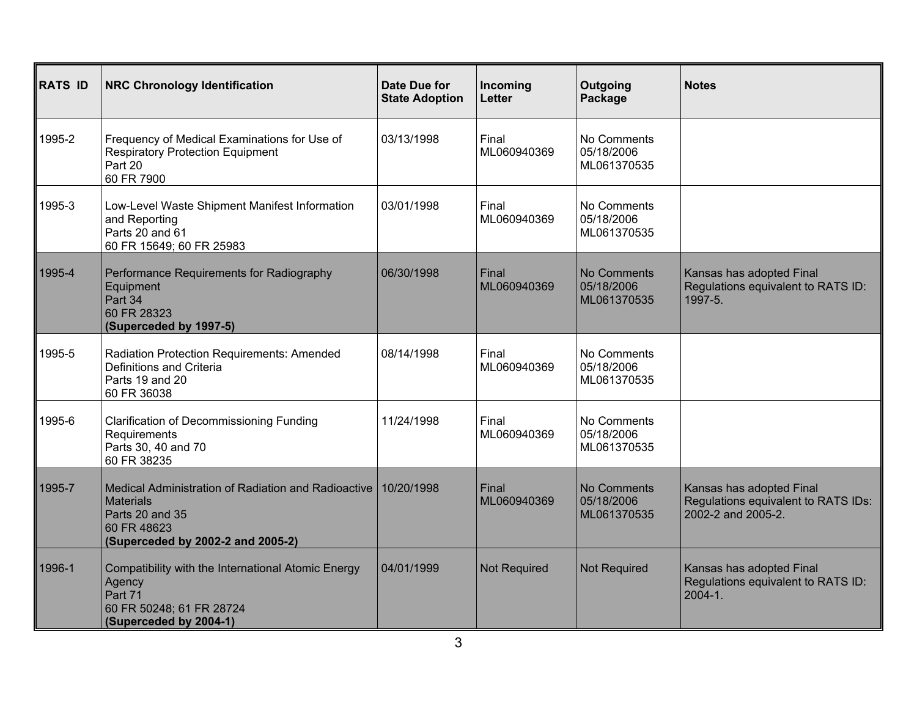| RATS ID | NRC Chronology Identification | Date Due for State Adoption | Incoming Letter | Outgoing Package | Notes |
|---|---|---|---|---|---|
| 1995-2 | Frequency of Medical Examinations for Use of Respiratory Protection Equipment<br>Part 20<br>60 FR 7900 | 03/13/1998 | Final<br>ML060940369 | No Comments<br>05/18/2006<br>ML061370535 | |
| 1995-3 | Low-Level Waste Shipment Manifest Information and Reporting<br>Parts 20 and 61<br>60 FR 15649; 60 FR 25983 | 03/01/1998 | Final<br>ML060940369 | No Comments<br>05/18/2006<br>ML061370535 | |
| 1995-4 | Performance Requirements for Radiography Equipment<br>Part 34<br>60 FR 28323<br>**(Superceded by 1997-5)** | 06/30/1998 | Final<br>ML060940369 | No Comments<br>05/18/2006<br>ML061370535 | Kansas has adopted Final Regulations equivalent to RATS ID: 1997-5. |
| 1995-5 | Radiation Protection Requirements: Amended Definitions and Criteria<br>Parts 19 and 20<br>60 FR 36038 | 08/14/1998 | Final<br>ML060940369 | No Comments<br>05/18/2006<br>ML061370535 | |
| 1995-6 | Clarification of Decommissioning Funding Requirements<br>Parts 30, 40 and 70<br>60 FR 38235 | 11/24/1998 | Final<br>ML060940369 | No Comments<br>05/18/2006<br>ML061370535 | |
| 1995-7 | Medical Administration of Radiation and Radioactive Materials<br>Parts 20 and 35<br>60 FR 48623<br>**(Superceded by 2002-2 and 2005-2)** | 10/20/1998 | Final<br>ML060940369 | No Comments<br>05/18/2006<br>ML061370535 | Kansas has adopted Final Regulations equivalent to RATS IDs: 2002-2 and 2005-2. |
| 1996-1 | Compatibility with the International Atomic Energy Agency<br>Part 71<br>60 FR 50248; 61 FR 28724<br>**(Superceded by 2004-1)** | 04/01/1999 | Not Required | Not Required | Kansas has adopted Final Regulations equivalent to RATS ID: 2004-1. |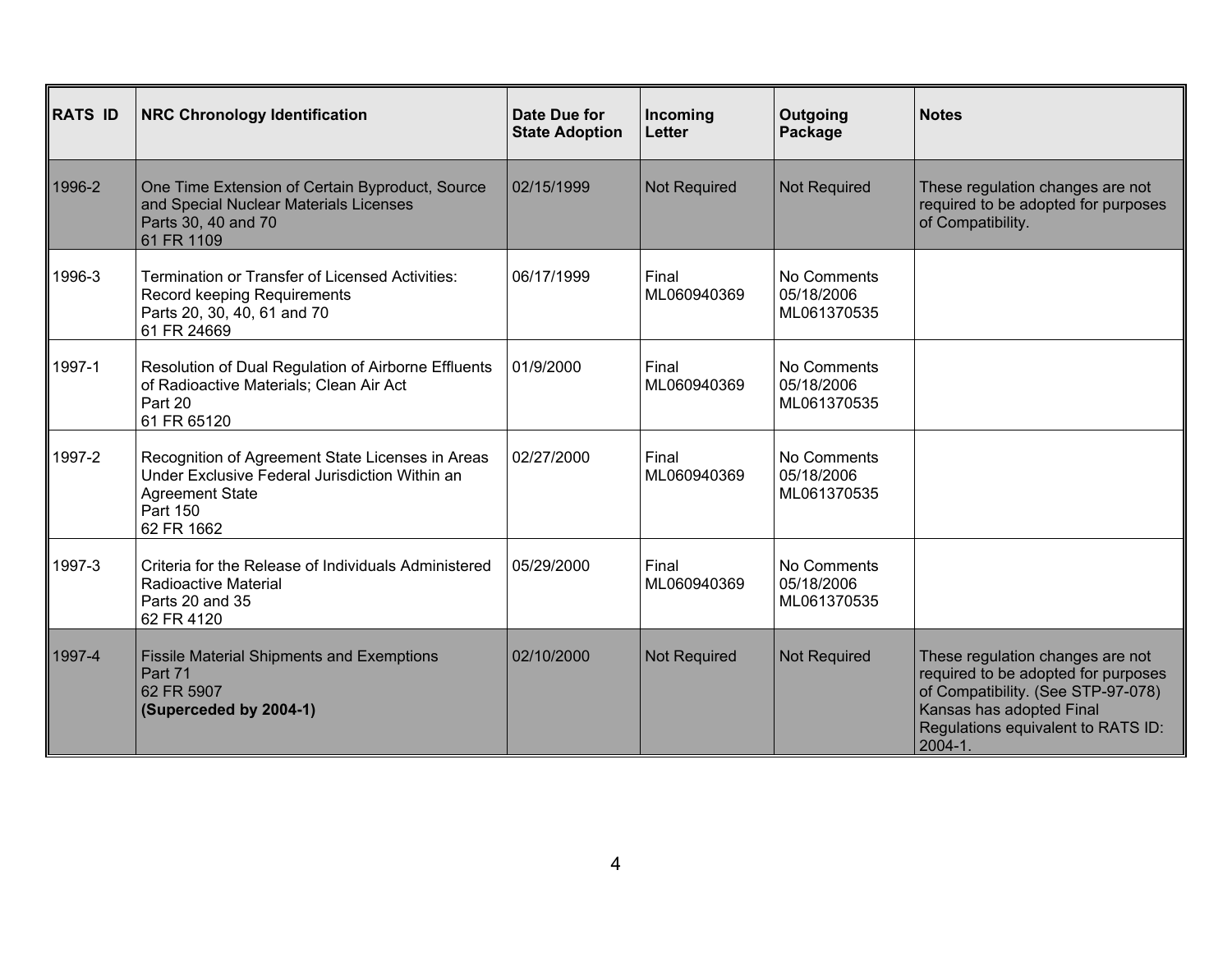| RATS ID | NRC Chronology Identification | Date Due for State Adoption | Incoming Letter | Outgoing Package | Notes |
|---|---|---|---|---|---|
| 1996-2 | One Time Extension of Certain Byproduct, Source and Special Nuclear Materials Licenses<br>Parts 30, 40 and 70<br>61 FR 1109 | 02/15/1999 | Not Required | Not Required | These regulation changes are not required to be adopted for purposes of Compatibility. |
| 1996-3 | Termination or Transfer of Licensed Activities: Record keeping Requirements<br>Parts 20, 30, 40, 61 and 70<br>61 FR 24669 | 06/17/1999 | Final<br>ML060940369 | No Comments<br>05/18/2006<br>ML061370535 | |
| 1997-1 | Resolution of Dual Regulation of Airborne Effluents of Radioactive Materials; Clean Air Act<br>Part 20<br>61 FR 65120 | 01/9/2000 | Final<br>ML060940369 | No Comments<br>05/18/2006<br>ML061370535 | |
| 1997-2 | Recognition of Agreement State Licenses in Areas Under Exclusive Federal Jurisdiction Within an Agreement State<br>Part 150<br>62 FR 1662 | 02/27/2000 | Final<br>ML060940369 | No Comments<br>05/18/2006<br>ML061370535 | |
| 1997-3 | Criteria for the Release of Individuals Administered Radioactive Material<br>Parts 20 and 35<br>62 FR 4120 | 05/29/2000 | Final<br>ML060940369 | No Comments<br>05/18/2006<br>ML061370535 | |
| 1997-4 | Fissile Material Shipments and Exemptions<br>Part 71<br>62 FR 5907<br>**(Superceded by 2004-1)** | 02/10/2000 | Not Required | Not Required | These regulation changes are not required to be adopted for purposes of Compatibility. (See STP-97-078) Kansas has adopted Final Regulations equivalent to RATS ID: 2004-1. |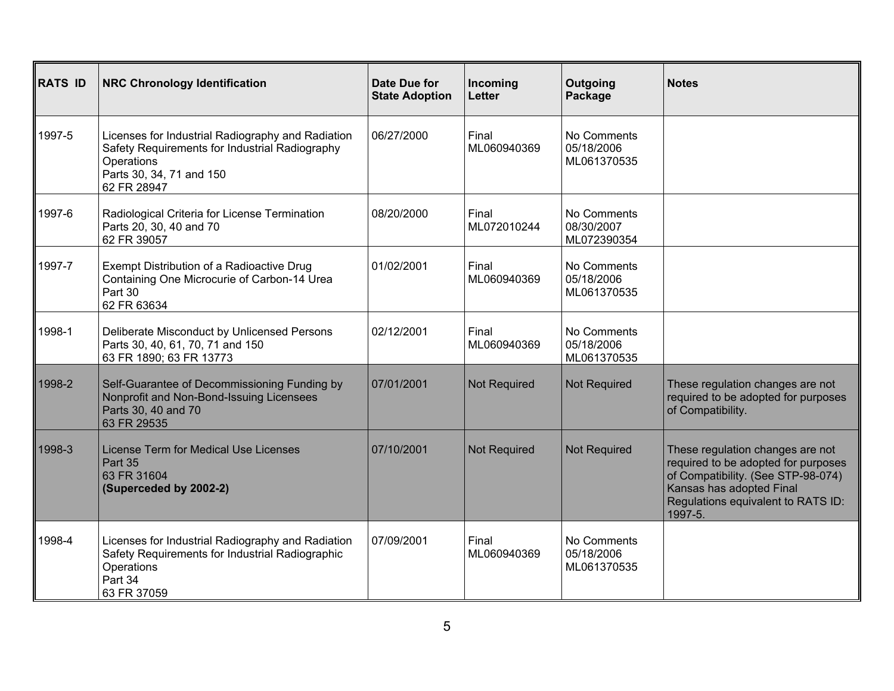| RATS ID | NRC Chronology Identification | Date Due for State Adoption | Incoming Letter | Outgoing Package | Notes |
|---|---|---|---|---|---|
| 1997-5 | Licenses for Industrial Radiography and Radiation Safety Requirements for Industrial Radiography Operations<br>Parts 30, 34, 71 and 150<br>62 FR 28947 | 06/27/2000 | Final<br>ML060940369 | No Comments<br>05/18/2006<br>ML061370535 | |
| 1997-6 | Radiological Criteria for License Termination<br>Parts 20, 30, 40 and 70<br>62 FR 39057 | 08/20/2000 | Final<br>ML072010244 | No Comments<br>08/30/2007<br>ML072390354 | |
| 1997-7 | Exempt Distribution of a Radioactive Drug Containing One Microcurie of Carbon-14 Urea<br>Part 30<br>62 FR 63634 | 01/02/2001 | Final<br>ML060940369 | No Comments<br>05/18/2006<br>ML061370535 | |
| 1998-1 | Deliberate Misconduct by Unlicensed Persons<br>Parts 30, 40, 61, 70, 71 and 150<br>63 FR 1890; 63 FR 13773 | 02/12/2001 | Final<br>ML060940369 | No Comments<br>05/18/2006<br>ML061370535 | |
| 1998-2 | Self-Guarantee of Decommissioning Funding by Nonprofit and Non-Bond-Issuing Licensees<br>Parts 30, 40 and 70<br>63 FR 29535 | 07/01/2001 | Not Required | Not Required | These regulation changes are not required to be adopted for purposes of Compatibility. |
| 1998-3 | License Term for Medical Use Licenses<br>Part 35<br>63 FR 31604<br>**(Superceded by 2002-2)** | 07/10/2001 | Not Required | Not Required | These regulation changes are not required to be adopted for purposes of Compatibility. (See STP-98-074) Kansas has adopted Final Regulations equivalent to RATS ID: 1997-5. |
| 1998-4 | Licenses for Industrial Radiography and Radiation Safety Requirements for Industrial Radiographic Operations<br>Part 34<br>63 FR 37059 | 07/09/2001 | Final<br>ML060940369 | No Comments<br>05/18/2006<br>ML061370535 | |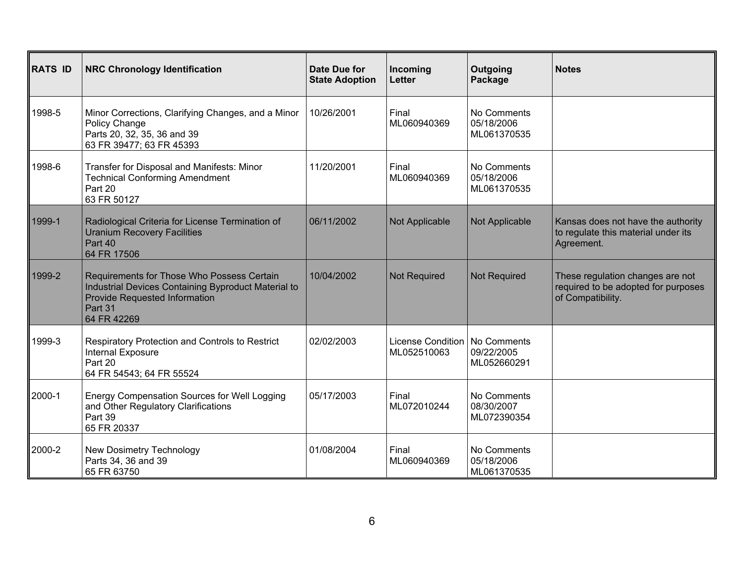| RATS ID | NRC Chronology Identification | Date Due for State Adoption | Incoming Letter | Outgoing Package | Notes |
|---|---|---|---|---|---|
| 1998-5 | Minor Corrections, Clarifying Changes, and a Minor Policy Change<br>Parts 20, 32, 35, 36 and 39<br>63 FR 39477; 63 FR 45393 | 10/26/2001 | Final<br>ML060940369 | No Comments<br>05/18/2006<br>ML061370535 | |
| 1998-6 | Transfer for Disposal and Manifests: Minor Technical Conforming Amendment<br>Part 20<br>63 FR 50127 | 11/20/2001 | Final<br>ML060940369 | No Comments<br>05/18/2006<br>ML061370535 | |
| 1999-1 | Radiological Criteria for License Termination of Uranium Recovery Facilities<br>Part 40<br>64 FR 17506 | 06/11/2002 | Not Applicable | Not Applicable | Kansas does not have the authority to regulate this material under its Agreement. |
| 1999-2 | Requirements for Those Who Possess Certain Industrial Devices Containing Byproduct Material to Provide Requested Information<br>Part 31<br>64 FR 42269 | 10/04/2002 | Not Required | Not Required | These regulation changes are not required to be adopted for purposes of Compatibility. |
| 1999-3 | Respiratory Protection and Controls to Restrict Internal Exposure<br>Part 20<br>64 FR 54543; 64 FR 55524 | 02/02/2003 | License Condition<br>ML052510063 | No Comments<br>09/22/2005<br>ML052660291 | |
| 2000-1 | Energy Compensation Sources for Well Logging and Other Regulatory Clarifications<br>Part 39<br>65 FR 20337 | 05/17/2003 | Final<br>ML072010244 | No Comments<br>08/30/2007<br>ML072390354 | |
| 2000-2 | New Dosimetry Technology<br>Parts 34, 36 and 39<br>65 FR 63750 | 01/08/2004 | Final<br>ML060940369 | No Comments<br>05/18/2006<br>ML061370535 | |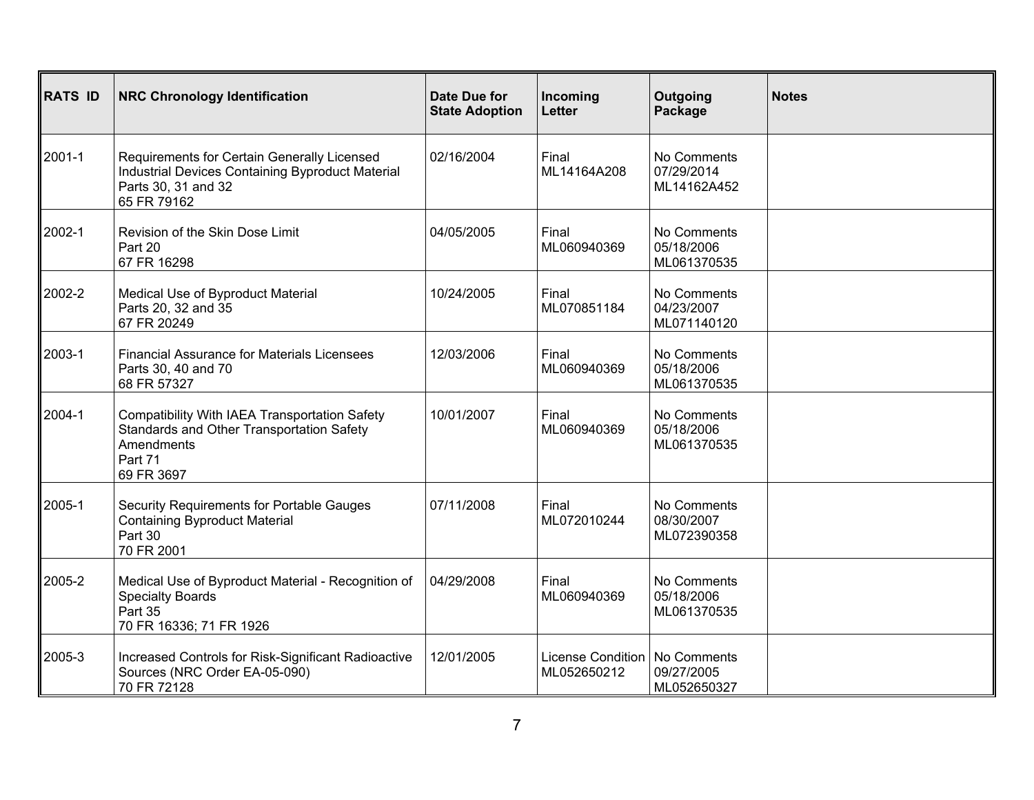| RATS ID | NRC Chronology Identification | Date Due for State Adoption | Incoming Letter | Outgoing Package | Notes |
|---|---|---|---|---|---|
| 2001-1 | Requirements for Certain Generally Licensed Industrial Devices Containing Byproduct Material<br>Parts 30, 31 and 32<br>65 FR 79162 | 02/16/2004 | Final<br>ML14164A208 | No Comments<br>07/29/2014<br>ML14162A452 | |
| 2002-1 | Revision of the Skin Dose Limit<br>Part 20<br>67 FR 16298 | 04/05/2005 | Final<br>ML060940369 | No Comments<br>05/18/2006<br>ML061370535 | |
| 2002-2 | Medical Use of Byproduct Material<br>Parts 20, 32 and 35<br>67 FR 20249 | 10/24/2005 | Final<br>ML070851184 | No Comments<br>04/23/2007<br>ML071140120 | |
| 2003-1 | Financial Assurance for Materials Licensees<br>Parts 30, 40 and 70<br>68 FR 57327 | 12/03/2006 | Final<br>ML060940369 | No Comments<br>05/18/2006<br>ML061370535 | |
| 2004-1 | Compatibility With IAEA Transportation Safety Standards and Other Transportation Safety Amendments<br>Part 71<br>69 FR 3697 | 10/01/2007 | Final<br>ML060940369 | No Comments<br>05/18/2006<br>ML061370535 | |
| 2005-1 | Security Requirements for Portable Gauges Containing Byproduct Material<br>Part 30<br>70 FR 2001 | 07/11/2008 | Final<br>ML072010244 | No Comments<br>08/30/2007<br>ML072390358 | |
| 2005-2 | Medical Use of Byproduct Material - Recognition of Specialty Boards<br>Part 35<br>70 FR 16336; 71 FR 1926 | 04/29/2008 | Final<br>ML060940369 | No Comments<br>05/18/2006<br>ML061370535 | |
| 2005-3 | Increased Controls for Risk-Significant Radioactive Sources (NRC Order EA-05-090)<br>70 FR 72128 | 12/01/2005 | License Condition<br>ML052650212 | No Comments<br>09/27/2005<br>ML052650327 | |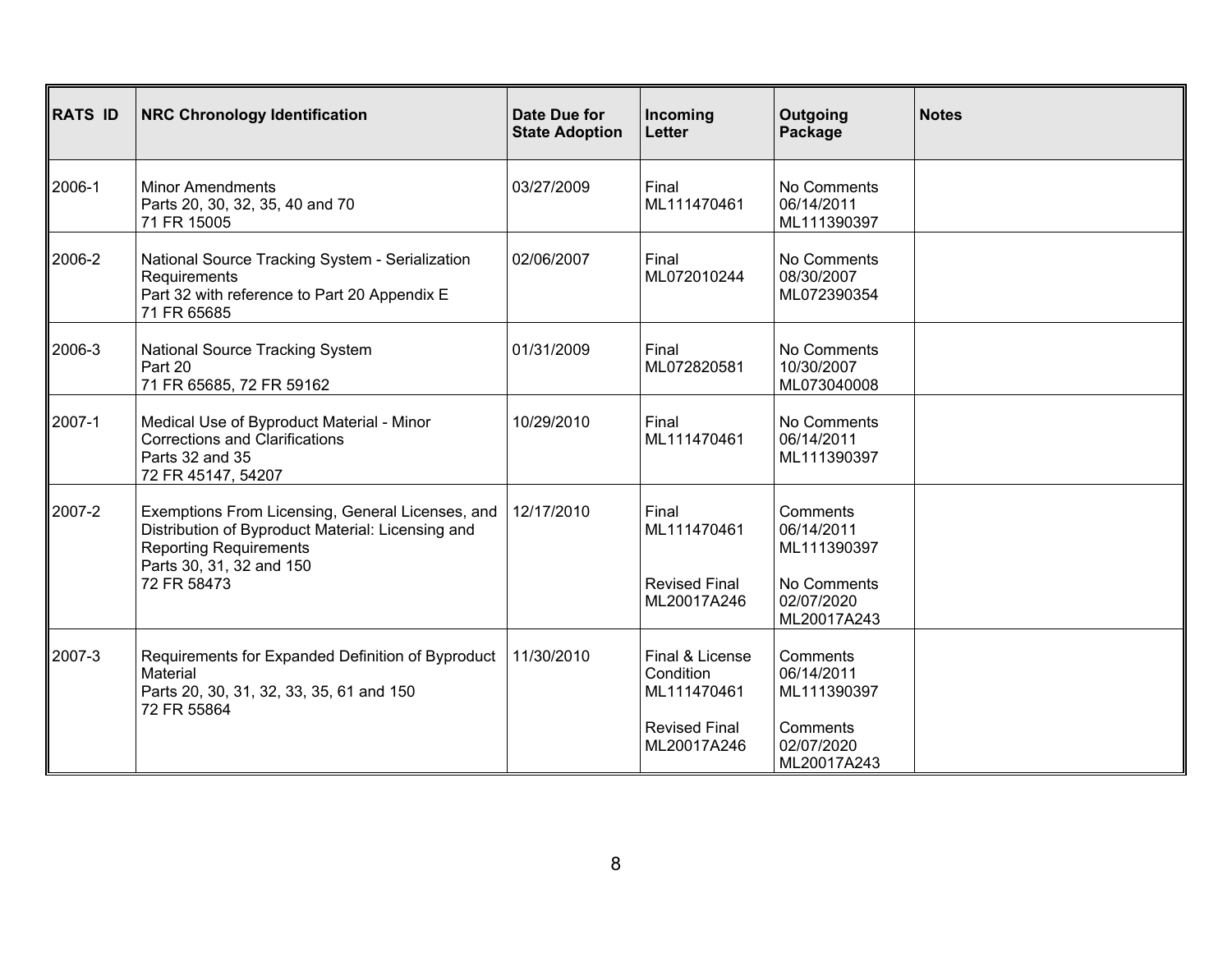| RATS ID | NRC Chronology Identification | Date Due for State Adoption | Incoming Letter | Outgoing Package | Notes |
|---|---|---|---|---|---|
| 2006-1 | Minor Amendments<br>Parts 20, 30, 32, 35, 40 and 70<br>71 FR 15005 | 03/27/2009 | Final<br>ML111470461 | No Comments<br>06/14/2011<br>ML111390397 | |
| 2006-2 | National Source Tracking System - Serialization Requirements<br>Part 32 with reference to Part 20 Appendix E<br>71 FR 65685 | 02/06/2007 | Final<br>ML072010244 | No Comments<br>08/30/2007<br>ML072390354 | |
| 2006-3 | National Source Tracking System<br>Part 20<br>71 FR 65685, 72 FR 59162 | 01/31/2009 | Final<br>ML072820581 | No Comments<br>10/30/2007<br>ML073040008 | |
| 2007-1 | Medical Use of Byproduct Material - Minor Corrections and Clarifications<br>Parts 32 and 35<br>72 FR 45147, 54207 | 10/29/2010 | Final<br>ML111470461 | No Comments<br>06/14/2011<br>ML111390397 | |
| 2007-2 | Exemptions From Licensing, General Licenses, and Distribution of Byproduct Material: Licensing and Reporting Requirements<br>Parts 30, 31, 32 and 150<br>72 FR 58473 | 12/17/2010 | Final<br>ML111470461<br><br>Revised Final<br>ML20017A246 | Comments<br>06/14/2011<br>ML111390397<br><br>No Comments<br>02/07/2020<br>ML20017A243 | |
| 2007-3 | Requirements for Expanded Definition of Byproduct Material<br>Parts 20, 30, 31, 32, 33, 35, 61 and 150<br>72 FR 55864 | 11/30/2010 | Final & License Condition<br>ML111470461<br><br>Revised Final<br>ML20017A246 | Comments<br>06/14/2011<br>ML111390397<br><br>Comments<br>02/07/2020<br>ML20017A243 | |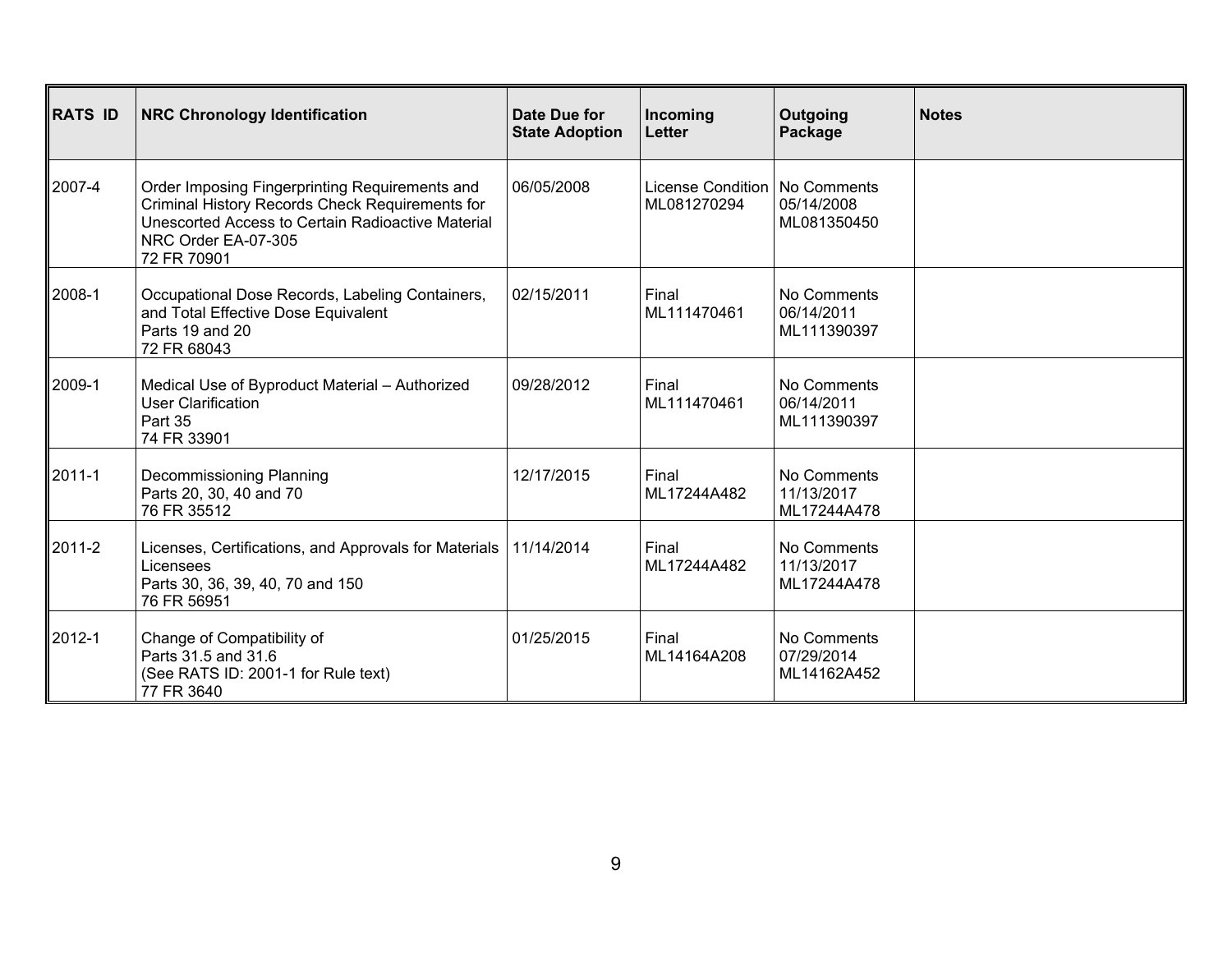| RATS ID | NRC Chronology Identification | Date Due for State Adoption | Incoming Letter | Outgoing Package | Notes |
|---|---|---|---|---|---|
| 2007-4 | Order Imposing Fingerprinting Requirements and Criminal History Records Check Requirements for Unescorted Access to Certain Radioactive Material<br>NRC Order EA-07-305<br>72 FR 70901 | 06/05/2008 | License Condition<br>ML081270294 | No Comments<br>05/14/2008<br>ML081350450 | |
| 2008-1 | Occupational Dose Records, Labeling Containers, and Total Effective Dose Equivalent<br>Parts 19 and 20<br>72 FR 68043 | 02/15/2011 | Final<br>ML111470461 | No Comments<br>06/14/2011<br>ML111390397 | |
| 2009-1 | Medical Use of Byproduct Material – Authorized User Clarification<br>Part 35<br>74 FR 33901 | 09/28/2012 | Final<br>ML111470461 | No Comments<br>06/14/2011<br>ML111390397 | |
| 2011-1 | Decommissioning Planning<br>Parts 20, 30, 40 and 70<br>76 FR 35512 | 12/17/2015 | Final<br>ML17244A482 | No Comments<br>11/13/2017<br>ML17244A478 | |
| 2011-2 | Licenses, Certifications, and Approvals for Materials Licensees<br>Parts 30, 36, 39, 40, 70 and 150<br>76 FR 56951 | 11/14/2014 | Final<br>ML17244A482 | No Comments<br>11/13/2017<br>ML17244A478 | |
| 2012-1 | Change of Compatibility of<br>Parts 31.5 and 31.6<br>(See RATS ID: 2001-1 for Rule text)<br>77 FR 3640 | 01/25/2015 | Final<br>ML14164A208 | No Comments<br>07/29/2014<br>ML14162A452 | |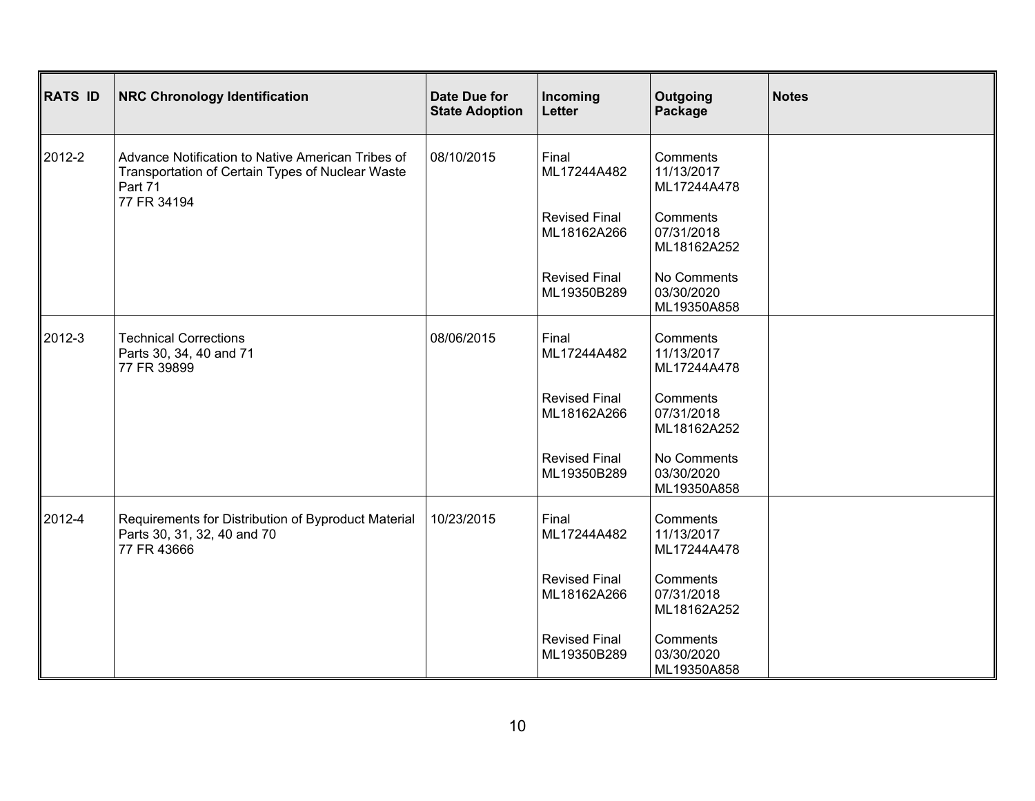| RATS ID | NRC Chronology Identification | Date Due for State Adoption | Incoming Letter | Outgoing Package | Notes |
|---|---|---|---|---|---|
| 2012-2 | Advance Notification to Native American Tribes of Transportation of Certain Types of Nuclear Waste<br>Part 71<br>77 FR 34194 | 08/10/2015 | Final<br>ML17244A482<br><br>Revised Final<br>ML18162A266<br><br>Revised Final<br>ML19350B289 | Comments<br>11/13/2017<br>ML17244A478<br><br>Comments<br>07/31/2018<br>ML18162A252<br><br>No Comments<br>03/30/2020<br>ML19350A858 | |
| 2012-3 | Technical Corrections<br>Parts 30, 34, 40 and 71<br>77 FR 39899 | 08/06/2015 | Final<br>ML17244A482<br><br>Revised Final<br>ML18162A266<br><br>Revised Final<br>ML19350B289 | Comments<br>11/13/2017<br>ML17244A478<br><br>Comments<br>07/31/2018<br>ML18162A252<br><br>No Comments<br>03/30/2020<br>ML19350A858 | |
| 2012-4 | Requirements for Distribution of Byproduct Material<br>Parts 30, 31, 32, 40 and 70<br>77 FR 43666 | 10/23/2015 | Final<br>ML17244A482<br><br>Revised Final<br>ML18162A266<br><br>Revised Final<br>ML19350B289 | Comments<br>11/13/2017<br>ML17244A478<br><br>Comments<br>07/31/2018<br>ML18162A252<br><br>Comments<br>03/30/2020<br>ML19350A858 | |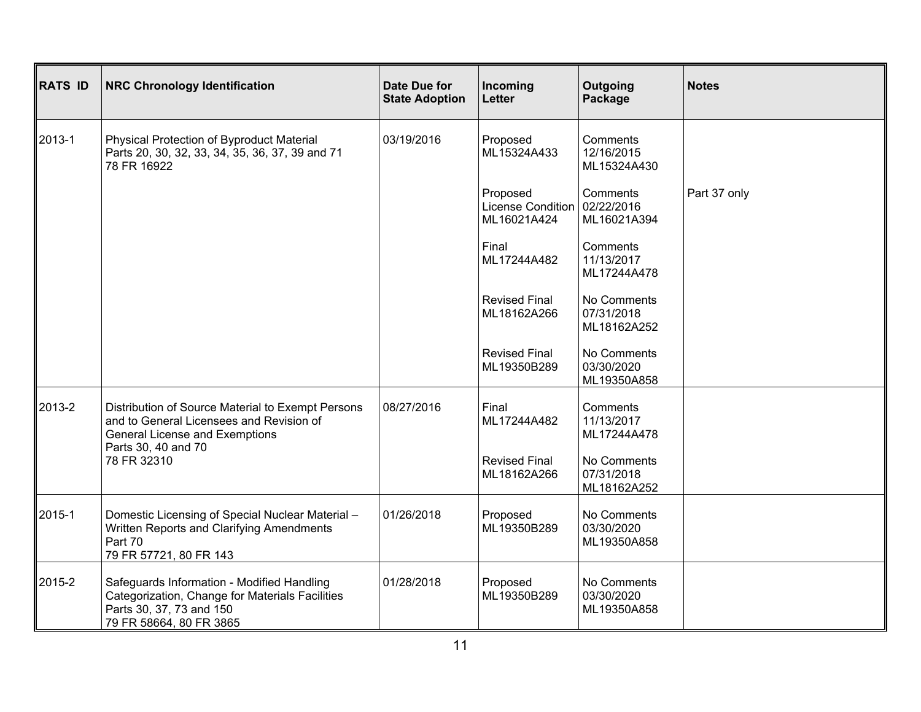| RATS ID | NRC Chronology Identification | Date Due for State Adoption | Incoming Letter | Outgoing Package | Notes |
|---|---|---|---|---|---|
| 2013-1 | Physical Protection of Byproduct Material<br>Parts 20, 30, 32, 33, 34, 35, 36, 37, 39 and 71<br>78 FR 16922 | 03/19/2016 | Proposed<br>ML15324A433 | Comments<br>12/16/2015<br>ML15324A430 | |
| | | | Proposed<br>License Condition<br>ML16021A424 | Comments<br>02/22/2016<br>ML16021A394 | Part 37 only |
| | | | Final<br>ML17244A482 | Comments<br>11/13/2017<br>ML17244A478 | |
| | | | Revised Final<br>ML18162A266 | No Comments<br>07/31/2018<br>ML18162A252 | |
| | | | Revised Final<br>ML19350B289 | No Comments<br>03/30/2020<br>ML19350A858 | |
| 2013-2 | Distribution of Source Material to Exempt Persons and to General Licensees and Revision of General License and Exemptions<br>Parts 30, 40 and 70<br>78 FR 32310 | 08/27/2016 | Final<br>ML17244A482 | Comments<br>11/13/2017<br>ML17244A478 | |
| | | | Revised Final<br>ML18162A266 | No Comments<br>07/31/2018<br>ML18162A252 | |
| 2015-1 | Domestic Licensing of Special Nuclear Material – Written Reports and Clarifying Amendments<br>Part 70<br>79 FR 57721, 80 FR 143 | 01/26/2018 | Proposed<br>ML19350B289 | No Comments<br>03/30/2020<br>ML19350A858 | |
| 2015-2 | Safeguards Information - Modified Handling Categorization, Change for Materials Facilities<br>Parts 30, 37, 73 and 150<br>79 FR 58664, 80 FR 3865 | 01/28/2018 | Proposed<br>ML19350B289 | No Comments<br>03/30/2020<br>ML19350A858 | |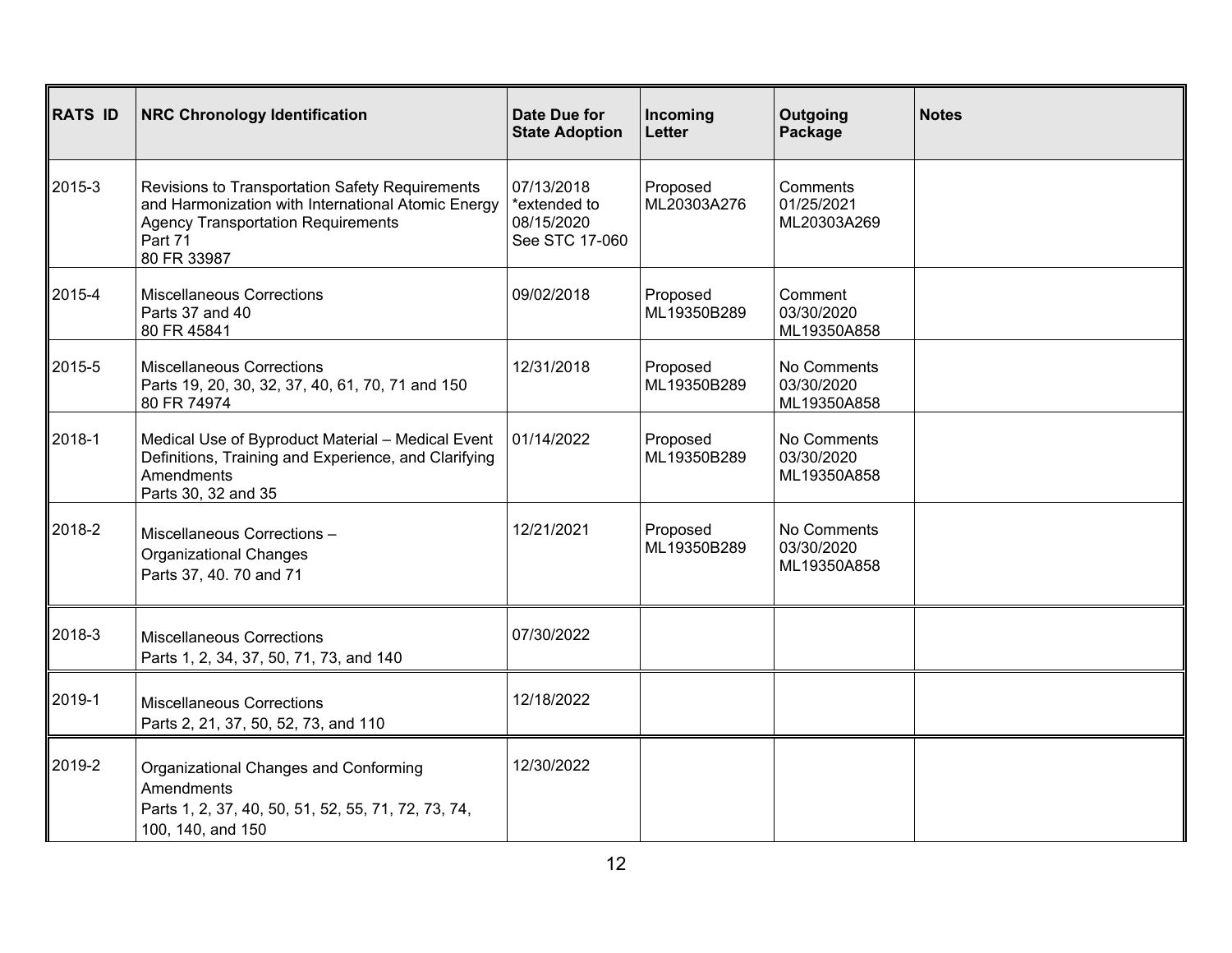| RATS ID | NRC Chronology Identification | Date Due for State Adoption | Incoming Letter | Outgoing Package | Notes |
|---|---|---|---|---|---|
| 2015-3 | Revisions to Transportation Safety Requirements and Harmonization with International Atomic Energy Agency Transportation Requirements<br>Part 71<br>80 FR 33987 | 07/13/2018<br>*extended to 08/15/2020<br>See STC 17-060 | Proposed<br>ML20303A276 | Comments<br>01/25/2021<br>ML20303A269 | |
| 2015-4 | Miscellaneous Corrections<br>Parts 37 and 40<br>80 FR 45841 | 09/02/2018 | Proposed<br>ML19350B289 | Comment<br>03/30/2020<br>ML19350A858 | |
| 2015-5 | Miscellaneous Corrections<br>Parts 19, 20, 30, 32, 37, 40, 61, 70, 71 and 150<br>80 FR 74974 | 12/31/2018 | Proposed<br>ML19350B289 | No Comments<br>03/30/2020<br>ML19350A858 | |
| 2018-1 | Medical Use of Byproduct Material – Medical Event Definitions, Training and Experience, and Clarifying Amendments<br>Parts 30, 32 and 35 | 01/14/2022 | Proposed<br>ML19350B289 | No Comments<br>03/30/2020<br>ML19350A858 | |
| 2018-2 | Miscellaneous Corrections –<br>Organizational Changes<br>Parts 37, 40. 70 and 71 | 12/21/2021 | Proposed<br>ML19350B289 | No Comments<br>03/30/2020<br>ML19350A858 | |
| 2018-3 | Miscellaneous Corrections<br>Parts 1, 2, 34, 37, 50, 71, 73, and 140 | 07/30/2022 | | | |
| 2019-1 | Miscellaneous Corrections<br>Parts 2, 21, 37, 50, 52, 73, and 110 | 12/18/2022 | | | |
| 2019-2 | Organizational Changes and Conforming Amendments<br>Parts 1, 2, 37, 40, 50, 51, 52, 55, 71, 72, 73, 74, 100, 140, and 150 | 12/30/2022 | | | |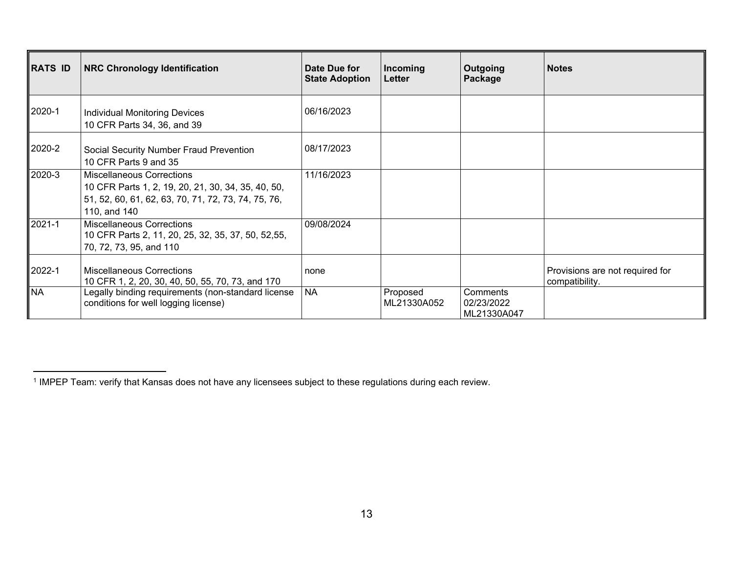| RATS ID | NRC Chronology Identification | Date Due for State Adoption | Incoming Letter | Outgoing Package | Notes |
|---|---|---|---|---|---|
| 2020-1 | Individual Monitoring Devices<br>10 CFR Parts 34, 36, and 39 | 06/16/2023 | | | |
| 2020-2 | Social Security Number Fraud Prevention<br>10 CFR Parts 9 and 35 | 08/17/2023 | | | |
| 2020-3 | Miscellaneous Corrections<br>10 CFR Parts 1, 2, 19, 20, 21, 30, 34, 35, 40, 50, 51, 52, 60, 61, 62, 63, 70, 71, 72, 73, 74, 75, 76, 110, and 140 | 11/16/2023 | | | |
| 2021-1 | Miscellaneous Corrections<br>10 CFR Parts 2, 11, 20, 25, 32, 35, 37, 50, 52,55, 70, 72, 73, 95, and 110 | 09/08/2024 | | | |
| 2022-1 | Miscellaneous Corrections<br>10 CFR 1, 2, 20, 30, 40, 50, 55, 70, 73, and 170 | none | | | Provisions are not required for compatibility. |
| NA | Legally binding requirements (non-standard license conditions for well logging license) | NA | Proposed<br>ML21330A052 | Comments<br>02/23/2022<br>ML21330A047 | |

[1] IMPEP Team: verify that Kansas does not have any licensees subject to these regulations during each review.